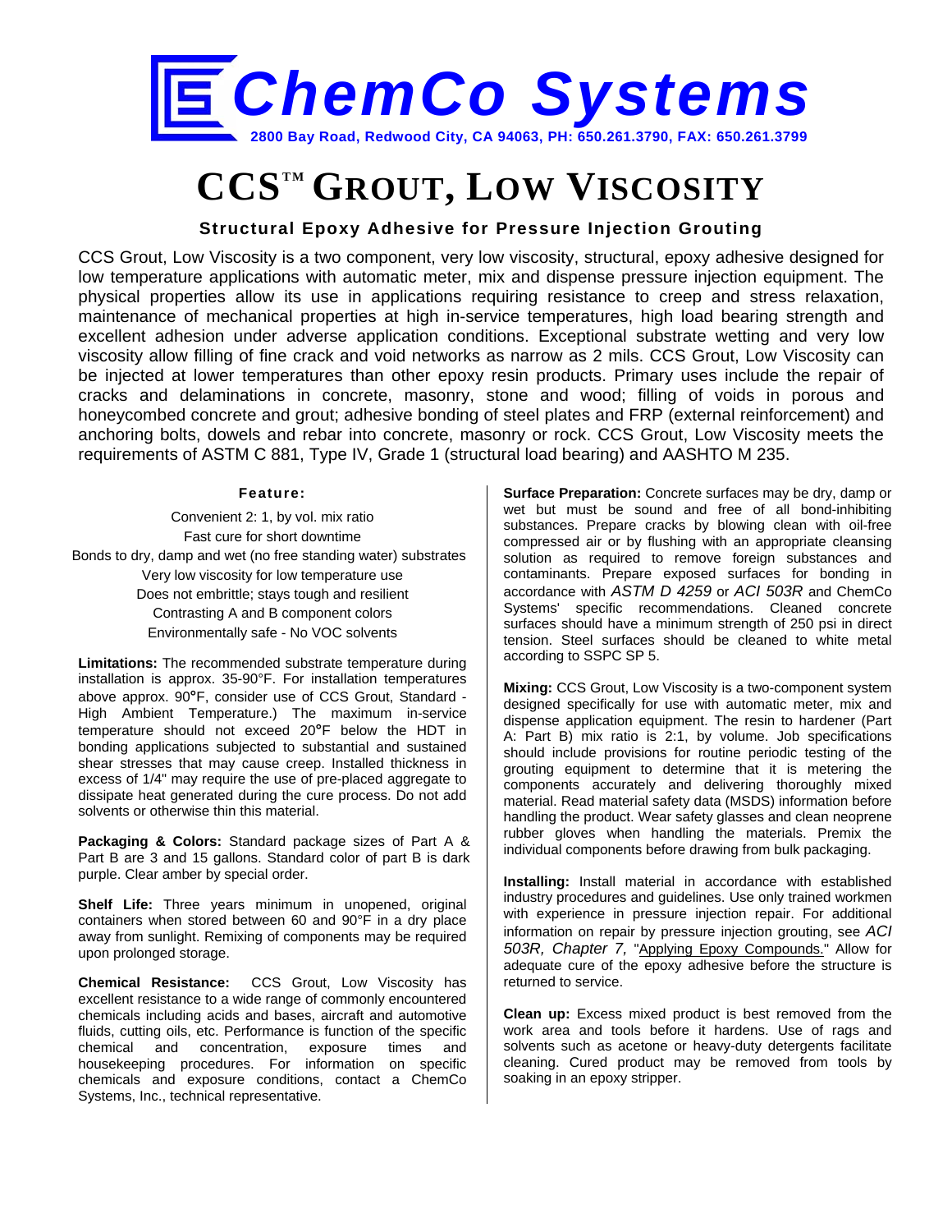# ChemCo Systems

2800 Bay Road, Redwood City, CA 94063, PH: 650.261.3790, FAX: 650.261.3799

# CCS™ GROUT, LOW VISCOSITY

### Structural Epoxy Adhesive for Pressure Injection Grouting

CCS Grout, Low Viscosity is a two component, very low viscosity, structural, epoxy adhesive designed for low temperature applications with automatic meter, mix and dispense pressure injection equipment. The physical properties allow its use in applications requiring resistance to creep and stress relaxation, maintenance of mechanical properties at high in-service temperatures, high load bearing strength and excellent adhesion under adverse application conditions. Exceptional substrate wetting and very low viscosity allow filling of fine crack and void networks as narrow as 2 mils. CCS Grout, Low Viscosity can be injected at lower temperatures than other epoxy resin products. Primary uses include the repair of cracks and delaminations in concrete, masonry, stone and wood; filling of voids in porous and honeycombed concrete and grout; adhesive bonding of steel plates and FRP (external reinforcement) and anchoring bolts, dowels and rebar into concrete, masonry or rock. CCS Grout, Low Viscosity meets the requirements of ASTM C 881, Type IV, Grade 1 (structural load bearing) and AASHTO M 235.

**Feature:**

Convenient 2: 1, by vol. mix ratio
Fast cure for short downtime
Bonds to dry, damp and wet (no free standing water) substrates
Very low viscosity for low temperature use
Does not embrittle; stays tough and resilient
Contrasting A and B component colors
Environmentally safe - No VOC solvents

**Limitations:** The recommended substrate temperature during installation is approx. 35-90°F. For installation temperatures above approx. 90°F, consider use of CCS Grout, Standard - High Ambient Temperature.) The maximum in-service temperature should not exceed 20°F below the HDT in bonding applications subjected to substantial and sustained shear stresses that may cause creep. Installed thickness in excess of 1/4" may require the use of pre-placed aggregate to dissipate heat generated during the cure process. Do not add solvents or otherwise thin this material.

**Packaging & Colors:** Standard package sizes of Part A & Part B are 3 and 15 gallons. Standard color of part B is dark purple. Clear amber by special order.

**Shelf Life:** Three years minimum in unopened, original containers when stored between 60 and 90°F in a dry place away from sunlight. Remixing of components may be required upon prolonged storage.

**Chemical Resistance:** CCS Grout, Low Viscosity has excellent resistance to a wide range of commonly encountered chemicals including acids and bases, aircraft and automotive fluids, cutting oils, etc. Performance is function of the specific chemical and concentration, exposure times and housekeeping procedures. For information on specific chemicals and exposure conditions, contact a ChemCo Systems, Inc., technical representative.

**Surface Preparation:** Concrete surfaces may be dry, damp or wet but must be sound and free of all bond-inhibiting substances. Prepare cracks by blowing clean with oil-free compressed air or by flushing with an appropriate cleansing solution as required to remove foreign substances and contaminants. Prepare exposed surfaces for bonding in accordance with *ASTM D 4259* or *ACI 503R* and ChemCo Systems' specific recommendations. Cleaned concrete surfaces should have a minimum strength of 250 psi in direct tension. Steel surfaces should be cleaned to white metal according to SSPC SP 5.

**Mixing:** CCS Grout, Low Viscosity is a two-component system designed specifically for use with automatic meter, mix and dispense application equipment. The resin to hardener (Part A: Part B) mix ratio is 2:1, by volume. Job specifications should include provisions for routine periodic testing of the grouting equipment to determine that it is metering the components accurately and delivering thoroughly mixed material. Read material safety data (MSDS) information before handling the product. Wear safety glasses and clean neoprene rubber gloves when handling the materials. Premix the individual components before drawing from bulk packaging.

**Installing:** Install material in accordance with established industry procedures and guidelines. Use only trained workmen with experience in pressure injection repair. For additional information on repair by pressure injection grouting, see *ACI 503R, Chapter 7,* "Applying Epoxy Compounds." Allow for adequate cure of the epoxy adhesive before the structure is returned to service.

**Clean up:** Excess mixed product is best removed from the work area and tools before it hardens. Use of rags and solvents such as acetone or heavy-duty detergents facilitate cleaning. Cured product may be removed from tools by soaking in an epoxy stripper.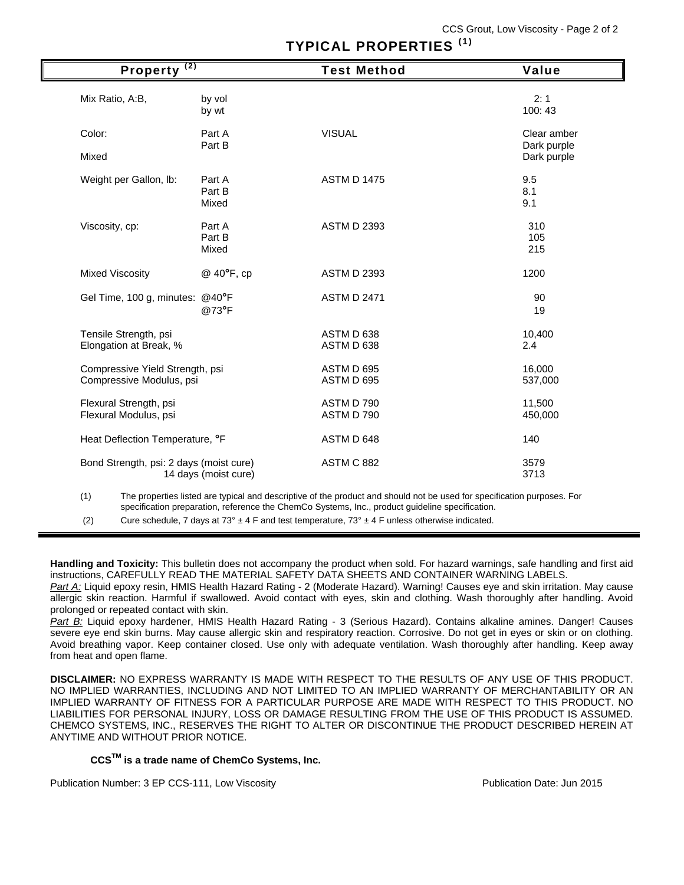## TYPICAL PROPERTIES [1]

| Property [2] | | Test Method | Value |
|---|---|---|---|
| Mix Ratio, A:B, | by vol | | 2: 1 |
| | by wt | | 100: 43 |
| Color: | Part A | VISUAL | Clear amber |
| | Part B | | Dark purple |
| Mixed | | | Dark purple |
| Weight per Gallon, lb: | Part A | ASTM D 1475 | 9.5 |
| | Part B | | 8.1 |
| | Mixed | | 9.1 |
| Viscosity, cp: | Part A | ASTM D 2393 | 310 |
| | Part B | | 105 |
| | Mixed | | 215 |
| Mixed Viscosity | @ 40°F, cp | ASTM D 2393 | 1200 |
| Gel Time, 100 g, minutes: | @40°F | ASTM D 2471 | 90 |
| | @73°F | | 19 |
| Tensile Strength, psi | | ASTM D 638 | 10,400 |
| Elongation at Break, % | | ASTM D 638 | 2.4 |
| Compressive Yield Strength, psi | | ASTM D 695 | 16,000 |
| Compressive Modulus, psi | | ASTM D 695 | 537,000 |
| Flexural Strength, psi | | ASTM D 790 | 11,500 |
| Flexural Modulus, psi | | ASTM D 790 | 450,000 |
| Heat Deflection Temperature, °F | | ASTM D 648 | 140 |
| Bond Strength, psi: 2 days (moist cure) | | ASTM C 882 | 3579 |
| 14 days (moist cure) | | | 3713 |

(1) The properties listed are typical and descriptive of the product and should not be used for specification purposes. For specification preparation, reference the ChemCo Systems, Inc., product guideline specification.

(2) Cure schedule, 7 days at 73° ± 4 F and test temperature, 73° ± 4 F unless otherwise indicated.

**Handling and Toxicity:** This bulletin does not accompany the product when sold. For hazard warnings, safe handling and first aid instructions, CAREFULLY READ THE MATERIAL SAFETY DATA SHEETS AND CONTAINER WARNING LABELS.

*Part A:* Liquid epoxy resin, HMIS Health Hazard Rating - 2 (Moderate Hazard). Warning! Causes eye and skin irritation. May cause allergic skin reaction. Harmful if swallowed. Avoid contact with eyes, skin and clothing. Wash thoroughly after handling. Avoid prolonged or repeated contact with skin.

*Part B:* Liquid epoxy hardener, HMIS Health Hazard Rating - 3 (Serious Hazard). Contains alkaline amines. Danger! Causes severe eye end skin burns. May cause allergic skin and respiratory reaction. Corrosive. Do not get in eyes or skin or on clothing. Avoid breathing vapor. Keep container closed. Use only with adequate ventilation. Wash thoroughly after handling. Keep away from heat and open flame.

**DISCLAIMER:** NO EXPRESS WARRANTY IS MADE WITH RESPECT TO THE RESULTS OF ANY USE OF THIS PRODUCT. NO IMPLIED WARRANTIES, INCLUDING AND NOT LIMITED TO AN IMPLIED WARRANTY OF MERCHANTABILITY OR AN IMPLIED WARRANTY OF FITNESS FOR A PARTICULAR PURPOSE ARE MADE WITH RESPECT TO THIS PRODUCT. NO LIABILITIES FOR PERSONAL INJURY, LOSS OR DAMAGE RESULTING FROM THE USE OF THIS PRODUCT IS ASSUMED. CHEMCO SYSTEMS, INC., RESERVES THE RIGHT TO ALTER OR DISCONTINUE THE PRODUCT DESCRIBED HEREIN AT ANYTIME AND WITHOUT PRIOR NOTICE.

**CCS™ is a trade name of ChemCo Systems, Inc.**

Publication Number: 3 EP CCS-111, Low Viscosity

Publication Date: Jun 2015